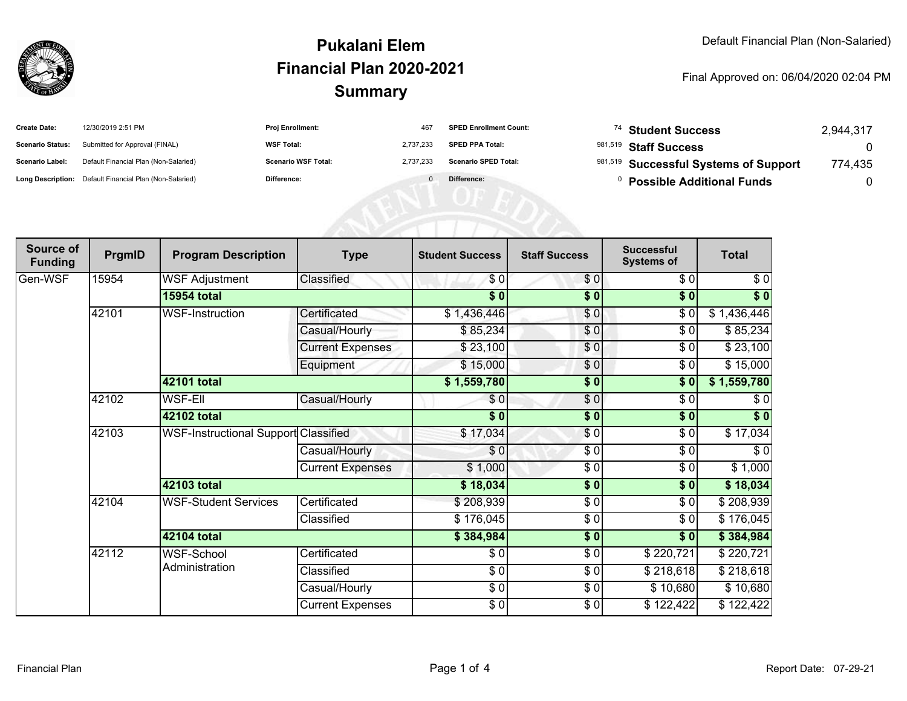# Pukalani Elem
# Financial Plan 2020-2021
# Summary

Default Financial Plan (Non-Salaried)

Final Approved on: 06/04/2020 02:04 PM

| | | | | | | | |
|---|---|---|---|---|---|---|---|
| **Create Date:** | 12/30/2019 2:51 PM | **Proj Enrollment:** | 467 | **SPED Enrollment Count:** | 74 | **Student Success** | 2,944,317 |
| **Scenario Status:** | Submitted for Approval (FINAL) | **WSF Total:** | 2,737,233 | **SPED PPA Total:** | 981,519 | **Staff Success** | 0 |
| **Scenario Label:** | Default Financial Plan (Non-Salaried) | **Scenario WSF Total:** | 2,737,233 | **Scenario SPED Total:** | 981,519 | **Successful Systems of Support** | 774,435 |
| **Long Description:** | Default Financial Plan (Non-Salaried) | **Difference:** | 0 | **Difference:** | 0 | **Possible Additional Funds** | 0 |

| Source of Funding | PrgmID | Program Description | Type | Student Success | Staff Success | Successful Systems of | Total |
|---|---|---|---|---|---|---|---|
| Gen-WSF | 15954 | WSF Adjustment | Classified | $ 0 | $ 0 | $ 0 | $ 0 |
| | | **15954 total** | | **$ 0** | **$ 0** | **$ 0** | **$ 0** |
| | 42101 | WSF-Instruction | Certificated | $ 1,436,446 | $ 0 | $ 0 | $ 1,436,446 |
| | | | Casual/Hourly | $ 85,234 | $ 0 | $ 0 | $ 85,234 |
| | | | Current Expenses | $ 23,100 | $ 0 | $ 0 | $ 23,100 |
| | | | Equipment | $ 15,000 | $ 0 | $ 0 | $ 15,000 |
| | | **42101 total** | | **$ 1,559,780** | **$ 0** | **$ 0** | **$ 1,559,780** |
| | 42102 | WSF-Ell | Casual/Hourly | $ 0 | $ 0 | $ 0 | $ 0 |
| | | **42102 total** | | **$ 0** | **$ 0** | **$ 0** | **$ 0** |
| | 42103 | WSF-Instructional Support | Classified | $ 17,034 | $ 0 | $ 0 | $ 17,034 |
| | | | Casual/Hourly | $ 0 | $ 0 | $ 0 | $ 0 |
| | | | Current Expenses | $ 1,000 | $ 0 | $ 0 | $ 1,000 |
| | | **42103 total** | | **$ 18,034** | **$ 0** | **$ 0** | **$ 18,034** |
| | 42104 | WSF-Student Services | Certificated | $ 208,939 | $ 0 | $ 0 | $ 208,939 |
| | | | Classified | $ 176,045 | $ 0 | $ 0 | $ 176,045 |
| | | **42104 total** | | **$ 384,984** | **$ 0** | **$ 0** | **$ 384,984** |
| | 42112 | WSF-School Administration | Certificated | $ 0 | $ 0 | $ 220,721 | $ 220,721 |
| | | | Classified | $ 0 | $ 0 | $ 218,618 | $ 218,618 |
| | | | Casual/Hourly | $ 0 | $ 0 | $ 10,680 | $ 10,680 |
| | | | Current Expenses | $ 0 | $ 0 | $ 122,422 | $ 122,422 |

Financial Plan

Report Date: 07-29-21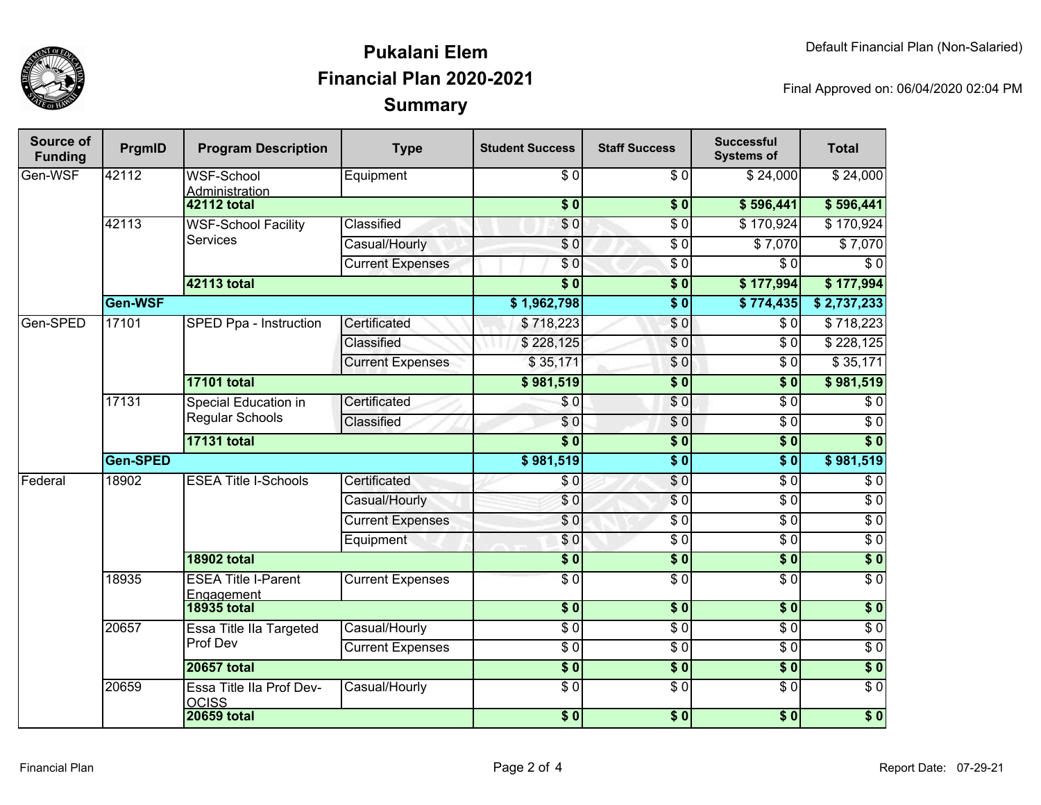# Pukalani Elem
## Financial Plan 2020-2021
## Summary

Default Financial Plan (Non-Salaried)

Final Approved on: 06/04/2020 02:04 PM

| Source of Funding | PrgmID | Program Description | Type | Student Success | Staff Success | Successful Systems of | Total |
|---|---|---|---|---|---|---|---|
| Gen-WSF | 42112 | WSF-School Administration | Equipment | $ 0 | $ 0 | $ 24,000 | $ 24,000 |
| | | **42112 total** | | **$ 0** | **$ 0** | **$ 596,441** | **$ 596,441** |
| | 42113 | WSF-School Facility Services | Classified | $ 0 | $ 0 | $ 170,924 | $ 170,924 |
| | | | Casual/Hourly | $ 0 | $ 0 | $ 7,070 | $ 7,070 |
| | | | Current Expenses | $ 0 | $ 0 | $ 0 | $ 0 |
| | | **42113 total** | | **$ 0** | **$ 0** | **$ 177,994** | **$ 177,994** |
| | **Gen-WSF** | | | **$ 1,962,798** | **$ 0** | **$ 774,435** | **$ 2,737,233** |
| Gen-SPED | 17101 | SPED Ppa - Instruction | Certificated | $ 718,223 | $ 0 | $ 0 | $ 718,223 |
| | | | Classified | $ 228,125 | $ 0 | $ 0 | $ 228,125 |
| | | | Current Expenses | $ 35,171 | $ 0 | $ 0 | $ 35,171 |
| | | **17101 total** | | **$ 981,519** | **$ 0** | **$ 0** | **$ 981,519** |
| | 17131 | Special Education in Regular Schools | Certificated | $ 0 | $ 0 | $ 0 | $ 0 |
| | | | Classified | $ 0 | $ 0 | $ 0 | $ 0 |
| | | **17131 total** | | **$ 0** | **$ 0** | **$ 0** | **$ 0** |
| | **Gen-SPED** | | | **$ 981,519** | **$ 0** | **$ 0** | **$ 981,519** |
| Federal | 18902 | ESEA Title I-Schools | Certificated | $ 0 | $ 0 | $ 0 | $ 0 |
| | | | Casual/Hourly | $ 0 | $ 0 | $ 0 | $ 0 |
| | | | Current Expenses | $ 0 | $ 0 | $ 0 | $ 0 |
| | | | Equipment | $ 0 | $ 0 | $ 0 | $ 0 |
| | | **18902 total** | | **$ 0** | **$ 0** | **$ 0** | **$ 0** |
| | 18935 | ESEA Title I-Parent Engagement | Current Expenses | $ 0 | $ 0 | $ 0 | $ 0 |
| | | **18935 total** | | **$ 0** | **$ 0** | **$ 0** | **$ 0** |
| | 20657 | Essa Title IIa Targeted Prof Dev | Casual/Hourly | $ 0 | $ 0 | $ 0 | $ 0 |
| | | | Current Expenses | $ 0 | $ 0 | $ 0 | $ 0 |
| | | **20657 total** | | **$ 0** | **$ 0** | **$ 0** | **$ 0** |
| | 20659 | Essa Title IIa Prof Dev-OCISS | Casual/Hourly | $ 0 | $ 0 | $ 0 | $ 0 |
| | | **20659 total** | | **$ 0** | **$ 0** | **$ 0** | **$ 0** |

Financial Plan

Report Date: 07-29-21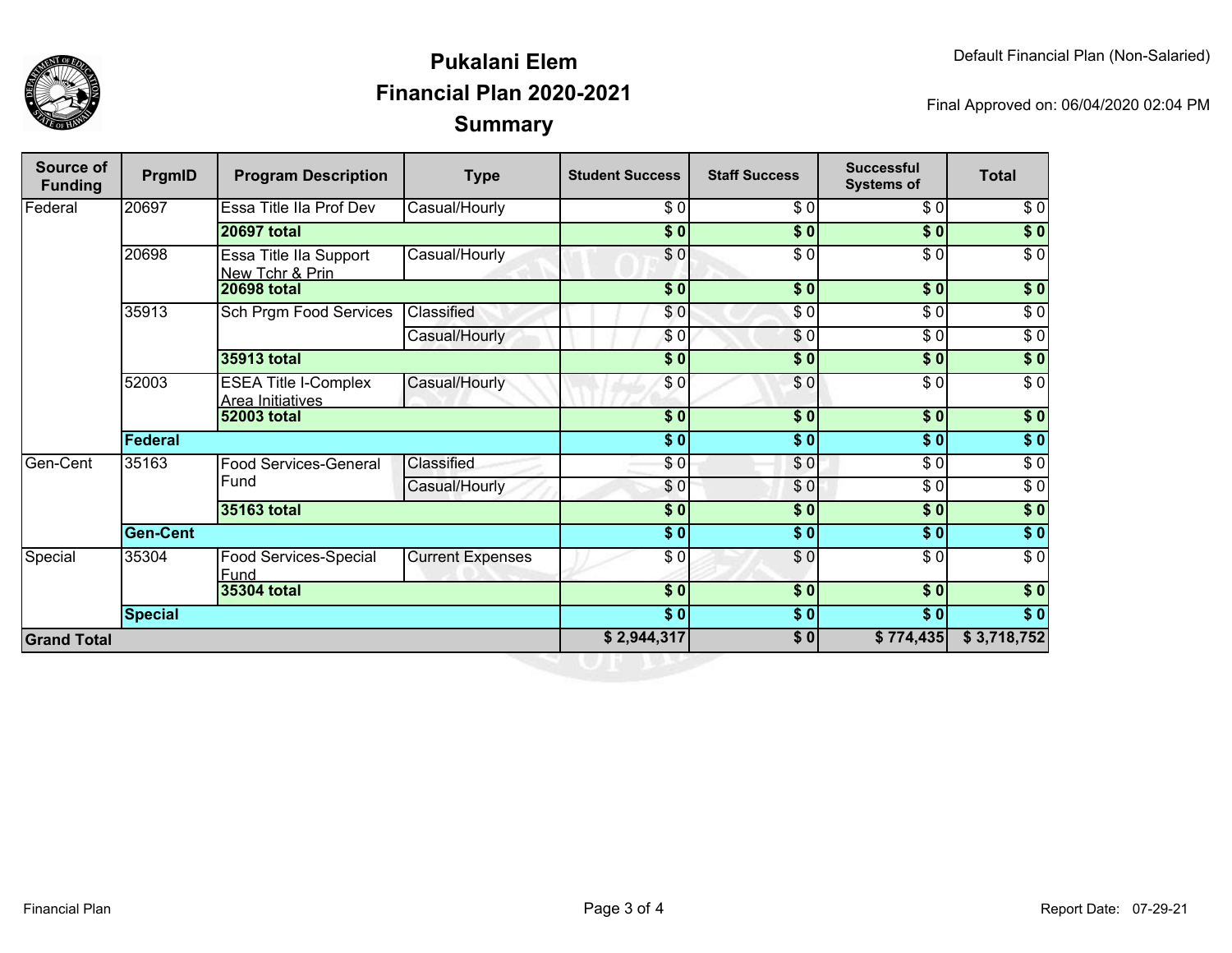# Pukalani Elem
## Financial Plan 2020-2021
## Summary

Default Financial Plan (Non-Salaried)

Final Approved on: 06/04/2020 02:04 PM

| Source of Funding | PrgmID | Program Description | Type | Student Success | Staff Success | Successful Systems of | Total |
|---|---|---|---|---|---|---|---|
| Federal | 20697 | Essa Title IIa Prof Dev | Casual/Hourly | $ 0 | $ 0 | $ 0 | $ 0 |
| | | **20697 total** | | **$ 0** | **$ 0** | **$ 0** | **$ 0** |
| | 20698 | Essa Title IIa Support New Tchr & Prin | Casual/Hourly | $ 0 | $ 0 | $ 0 | $ 0 |
| | | **20698 total** | | **$ 0** | **$ 0** | **$ 0** | **$ 0** |
| | 35913 | Sch Prgm Food Services | Classified | $ 0 | $ 0 | $ 0 | $ 0 |
| | | | Casual/Hourly | $ 0 | $ 0 | $ 0 | $ 0 |
| | | **35913 total** | | **$ 0** | **$ 0** | **$ 0** | **$ 0** |
| | 52003 | ESEA Title I-Complex Area Initiatives | Casual/Hourly | $ 0 | $ 0 | $ 0 | $ 0 |
| | | **52003 total** | | **$ 0** | **$ 0** | **$ 0** | **$ 0** |
| | **Federal** | | | **$ 0** | **$ 0** | **$ 0** | **$ 0** |
| Gen-Cent | 35163 | Food Services-General Fund | Classified | $ 0 | $ 0 | $ 0 | $ 0 |
| | | | Casual/Hourly | $ 0 | $ 0 | $ 0 | $ 0 |
| | | **35163 total** | | **$ 0** | **$ 0** | **$ 0** | **$ 0** |
| | **Gen-Cent** | | | **$ 0** | **$ 0** | **$ 0** | **$ 0** |
| Special | 35304 | Food Services-Special Fund | Current Expenses | $ 0 | $ 0 | $ 0 | $ 0 |
| | | **35304 total** | | **$ 0** | **$ 0** | **$ 0** | **$ 0** |
| | **Special** | | | **$ 0** | **$ 0** | **$ 0** | **$ 0** |
| **Grand Total** | | | | **$ 2,944,317** | **$ 0** | **$ 774,435** | **$ 3,718,752** |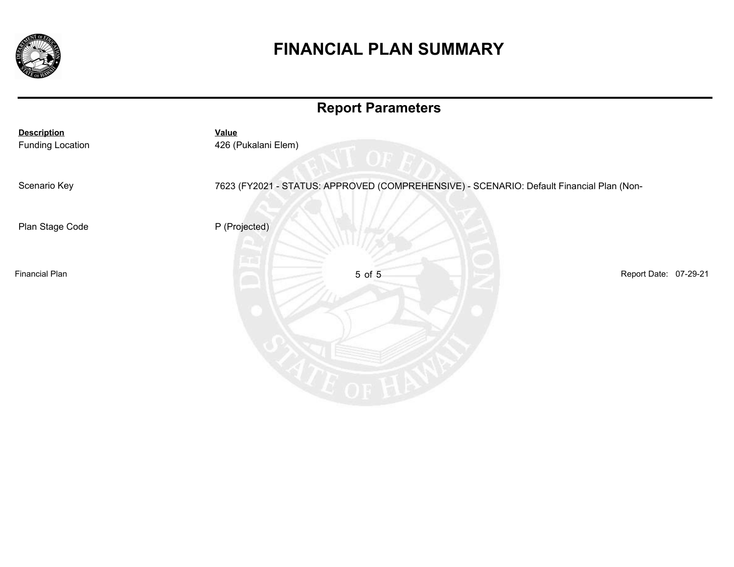# FINANCIAL PLAN SUMMARY

## Report Parameters

| Description | Value |
| --- | --- |
| Funding Location | 426 (Pukalani Elem) |
| Scenario Key | 7623 (FY2021 - STATUS: APPROVED (COMPREHENSIVE) - SCENARIO: Default Financial Plan (Non- |
| Plan Stage Code | P (Projected) |